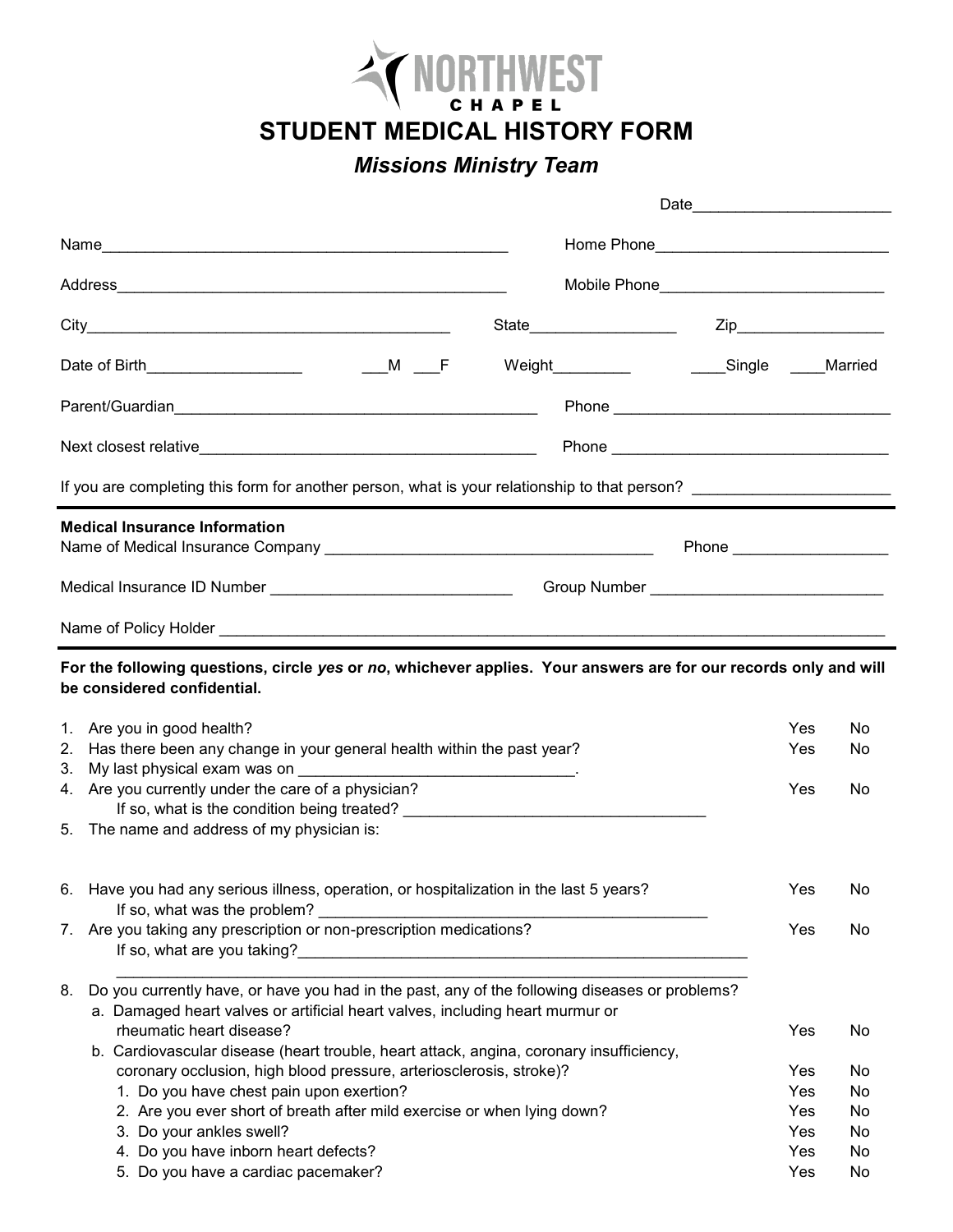NORTHWEST CHAPEL

# STUDENT MEDICAL HISTORY FORM

## *Missions Ministry Team*

Date_______________________

Name_______________________________________________ Home Phone___________________________

Address_____________________________________________ Mobile Phone__________________________

City__________________________________________ State_________________ Zip_________________

Date of Birth__________________ ___M ___F Weight_________ ____Single ____Married

Parent/Guardian__________________________________________ Phone ________________________________

Next closest relative_______________________________________ Phone ________________________________

If you are completing this form for another person, what is your relationship to that person? ______________________

**Medical Insurance Information**

Name of Medical Insurance Company ______________________________________ Phone __________________

Medical Insurance ID Number ____________________________ Group Number ___________________________

Name of Policy Holder ______________________________________________________________________________

**For the following questions, circle *yes* or *no*, whichever applies. Your answers are for our records only and will be considered confidential.**

1. Are you in good health? Yes No
2. Has there been any change in your general health within the past year? Yes No
3. My last physical exam was on _________________________________.
4. Are you currently under the care of a physician? Yes No
   If so, what is the condition being treated? ___________________________________
5. The name and address of my physician is:

6. Have you had any serious illness, operation, or hospitalization in the last 5 years? Yes No
   If so, what was the problem? _______________________________________________
7. Are you taking any prescription or non-prescription medications? Yes No
   If so, what are you taking?______________________________________________________
   _______________________________________________________________________________
8. Do you currently have, or have you had in the past, any of the following diseases or problems?
   a. Damaged heart valves or artificial heart valves, including heart murmur or rheumatic heart disease? Yes No
   b. Cardiovascular disease (heart trouble, heart attack, angina, coronary insufficiency, coronary occlusion, high blood pressure, arteriosclerosis, stroke)? Yes No
      1. Do you have chest pain upon exertion? Yes No
      2. Are you ever short of breath after mild exercise or when lying down? Yes No
      3. Do your ankles swell? Yes No
      4. Do you have inborn heart defects? Yes No
      5. Do you have a cardiac pacemaker? Yes No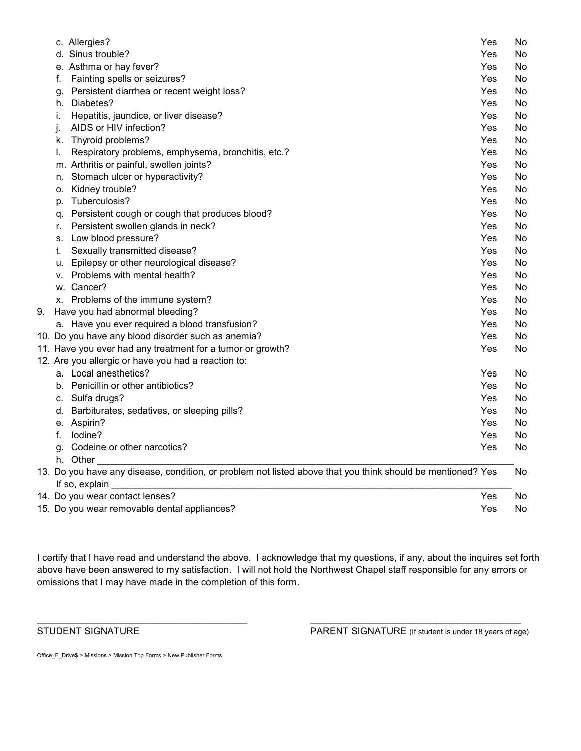c. Allergies? Yes No
d. Sinus trouble? Yes No
e. Asthma or hay fever? Yes No
f. Fainting spells or seizures? Yes No
g. Persistent diarrhea or recent weight loss? Yes No
h. Diabetes? Yes No
i. Hepatitis, jaundice, or liver disease? Yes No
j. AIDS or HIV infection? Yes No
k. Thyroid problems? Yes No
l. Respiratory problems, emphysema, bronchitis, etc.? Yes No
m. Arthritis or painful, swollen joints? Yes No
n. Stomach ulcer or hyperactivity? Yes No
o. Kidney trouble? Yes No
p. Tuberculosis? Yes No
q. Persistent cough or cough that produces blood? Yes No
r. Persistent swollen glands in neck? Yes No
s. Low blood pressure? Yes No
t. Sexually transmitted disease? Yes No
u. Epilepsy or other neurological disease? Yes No
v. Problems with mental health? Yes No
w. Cancer? Yes No
x. Problems of the immune system? Yes No

9. Have you had abnormal bleeding? Yes No
   a. Have you ever required a blood transfusion? Yes No
10. Do you have any blood disorder such as anemia? Yes No
11. Have you ever had any treatment for a tumor or growth? Yes No
12. Are you allergic or have you had a reaction to:
   a. Local anesthetics? Yes No
   b. Penicillin or other antibiotics? Yes No
   c. Sulfa drugs? Yes No
   d. Barbiturates, sedatives, or sleeping pills? Yes No
   e. Aspirin? Yes No
   f. Iodine? Yes No
   g. Codeine or other narcotics? Yes No
   h. Other ______________________________________________________________________________
13. Do you have any disease, condition, or problem not listed above that you think should be mentioned? Yes No
   If so, explain ____________________________________________________________________________
14. Do you wear contact lenses? Yes No
15. Do you wear removable dental appliances? Yes No

I certify that I have read and understand the above. I acknowledge that my questions, if any, about the inquires set forth above have been answered to my satisfaction. I will not hold the Northwest Chapel staff responsible for any errors or omissions that I may have made in the completion of this form.

________________________________________ ________________________________________

STUDENT SIGNATURE PARENT SIGNATURE (If student is under 18 years of age)

Office_F_Drive$ > Missions > Mission Trip Forms > New Publisher Forms